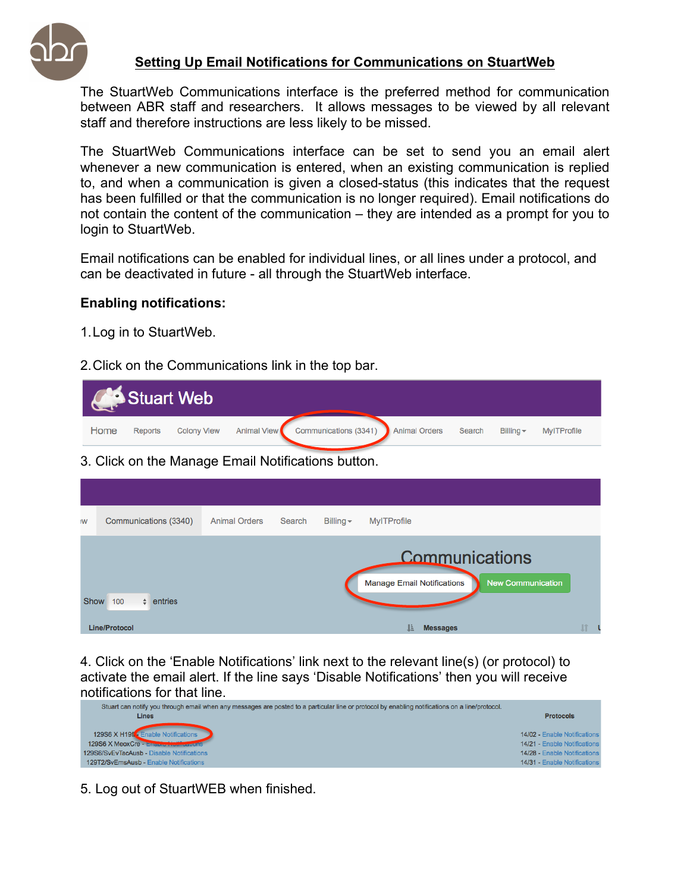# Setting Up Email Notifications for Communications on StuartWeb

The StuartWeb Communications interface is the preferred method for communication between ABR staff and researchers. It allows messages to be viewed by all relevant staff and therefore instructions are less likely to be missed.

The StuartWeb Communications interface can be set to send you an email alert whenever a new communication is entered, when an existing communication is replied to, and when a communication is given a closed-status (this indicates that the request has been fulfilled or that the communication is no longer required). Email notifications do not contain the content of the communication – they are intended as a prompt for you to login to StuartWeb.

Email notifications can be enabled for individual lines, or all lines under a protocol, and can be deactivated in future - all through the StuartWeb interface.

**Enabling notifications:**

1. Log in to StuartWeb.

2. Click on the Communications link in the top bar.

3. Click on the Manage Email Notifications button.

4. Click on the 'Enable Notifications' link next to the relevant line(s) (or protocol) to activate the email alert. If the line says 'Disable Notifications' then you will receive notifications for that line.

5. Log out of StuartWEB when finished.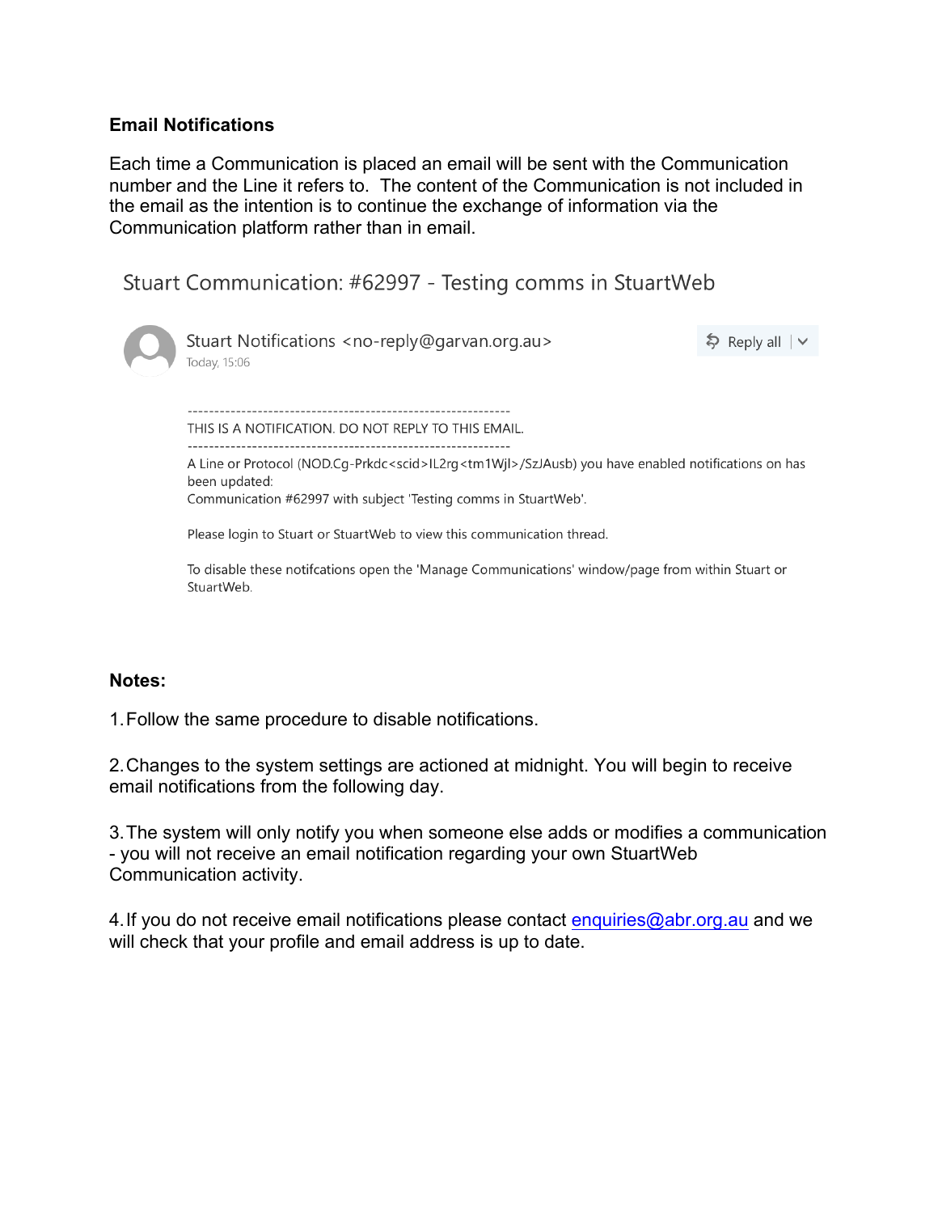**Email Notifications**

Each time a Communication is placed an email will be sent with the Communication number and the Line it refers to. The content of the Communication is not included in the email as the intention is to continue the exchange of information via the Communication platform rather than in email.

Stuart Communication: #62997 - Testing comms in StuartWeb

Stuart Notifications <no-reply@garvan.org.au>
Today, 15:06

Reply all

-----------------------------------------------------------
THIS IS A NOTIFICATION. DO NOT REPLY TO THIS EMAIL.
-----------------------------------------------------------
A Line or Protocol (NOD.Cg-Prkdc<scid>Il2rg<tm1Wjl>/SzJAusb) you have enabled notifications on has been updated:
Communication #62997 with subject 'Testing comms in StuartWeb'.

Please login to Stuart or StuartWeb to view this communication thread.

To disable these notifcations open the 'Manage Communications' window/page from within Stuart or StuartWeb.

**Notes:**

1. Follow the same procedure to disable notifications.

2. Changes to the system settings are actioned at midnight. You will begin to receive email notifications from the following day.

3. The system will only notify you when someone else adds or modifies a communication - you will not receive an email notification regarding your own StuartWeb Communication activity.

4. If you do not receive email notifications please contact enquiries@abr.org.au and we will check that your profile and email address is up to date.